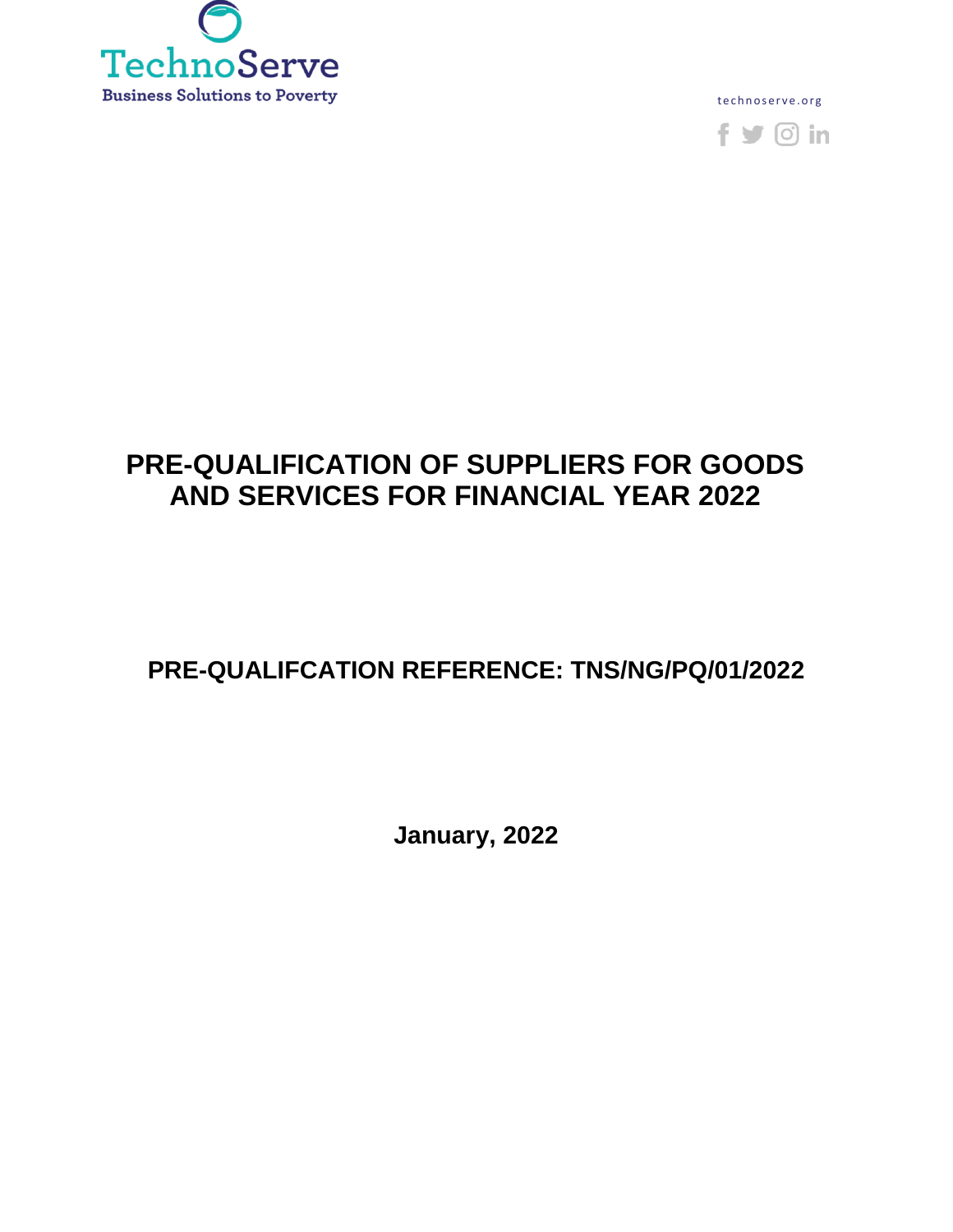TechnoServe

Business Solutions to Poverty

technoserve.org

# PRE-QUALIFICATION OF SUPPLIERS FOR GOODS AND SERVICES FOR FINANCIAL YEAR 2022

## PRE-QUALIFCATION REFERENCE: TNS/NG/PQ/01/2022

**January, 2022**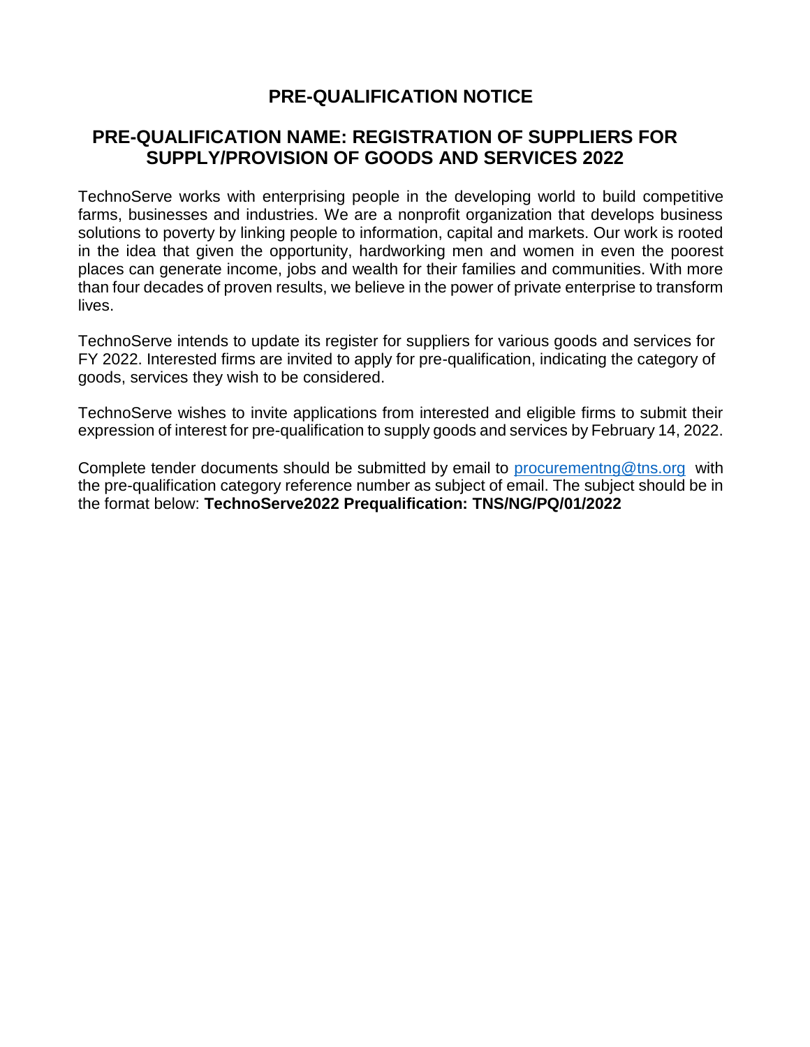# PRE-QUALIFICATION NOTICE

## PRE-QUALIFICATION NAME: REGISTRATION OF SUPPLIERS FOR SUPPLY/PROVISION OF GOODS AND SERVICES 2022

TechnoServe works with enterprising people in the developing world to build competitive farms, businesses and industries. We are a nonprofit organization that develops business solutions to poverty by linking people to information, capital and markets. Our work is rooted in the idea that given the opportunity, hardworking men and women in even the poorest places can generate income, jobs and wealth for their families and communities. With more than four decades of proven results, we believe in the power of private enterprise to transform lives.

TechnoServe intends to update its register for suppliers for various goods and services for FY 2022. Interested firms are invited to apply for pre-qualification, indicating the category of goods, services they wish to be considered.

TechnoServe wishes to invite applications from interested and eligible firms to submit their expression of interest for pre-qualification to supply goods and services by February 14, 2022.

Complete tender documents should be submitted by email to procurementng@tns.org with the pre-qualification category reference number as subject of email. The subject should be in the format below: **TechnoServe2022 Prequalification: TNS/NG/PQ/01/2022**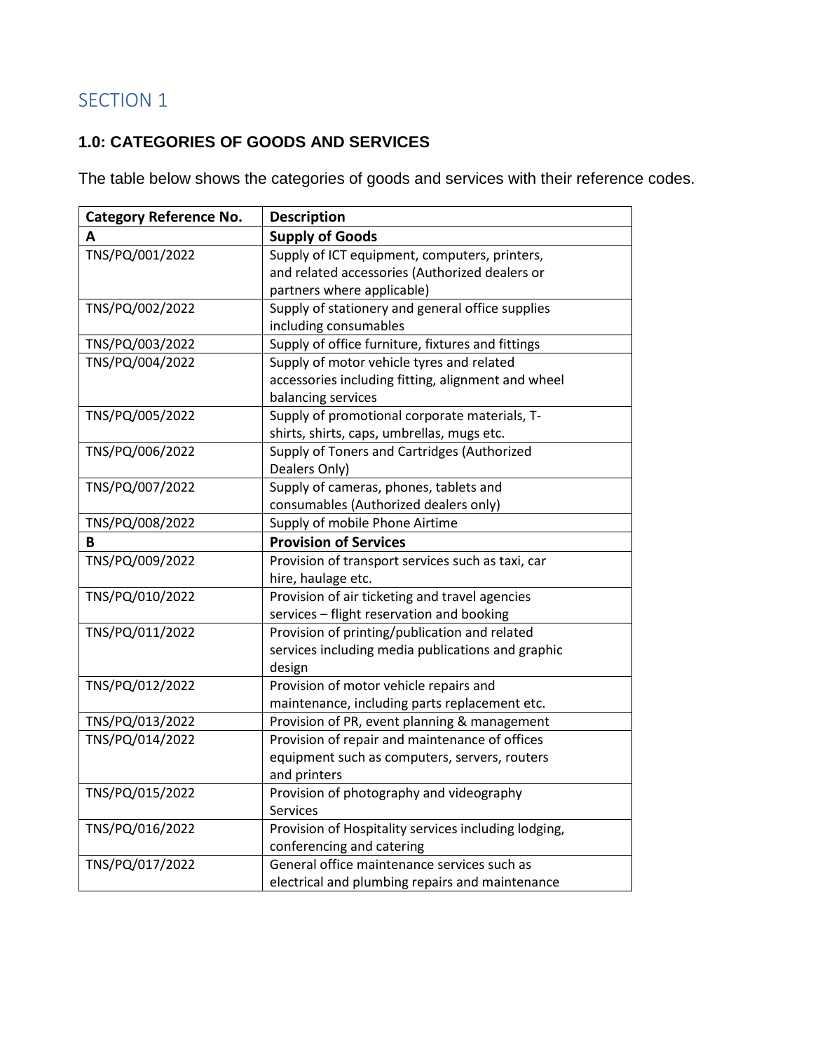# SECTION 1

## 1.0: CATEGORIES OF GOODS AND SERVICES

The table below shows the categories of goods and services with their reference codes.

| Category Reference No. | Description |
|---|---|
| **A** | **Supply of Goods** |
| TNS/PQ/001/2022 | Supply of ICT equipment, computers, printers, and related accessories (Authorized dealers or partners where applicable) |
| TNS/PQ/002/2022 | Supply of stationery and general office supplies including consumables |
| TNS/PQ/003/2022 | Supply of office furniture, fixtures and fittings |
| TNS/PQ/004/2022 | Supply of motor vehicle tyres and related accessories including fitting, alignment and wheel balancing services |
| TNS/PQ/005/2022 | Supply of promotional corporate materials, T-shirts, shirts, caps, umbrellas, mugs etc. |
| TNS/PQ/006/2022 | Supply of Toners and Cartridges (Authorized Dealers Only) |
| TNS/PQ/007/2022 | Supply of cameras, phones, tablets and consumables (Authorized dealers only) |
| TNS/PQ/008/2022 | Supply of mobile Phone Airtime |
| **B** | **Provision of Services** |
| TNS/PQ/009/2022 | Provision of transport services such as taxi, car hire, haulage etc. |
| TNS/PQ/010/2022 | Provision of air ticketing and travel agencies services – flight reservation and booking |
| TNS/PQ/011/2022 | Provision of printing/publication and related services including media publications and graphic design |
| TNS/PQ/012/2022 | Provision of motor vehicle repairs and maintenance, including parts replacement etc. |
| TNS/PQ/013/2022 | Provision of PR, event planning & management |
| TNS/PQ/014/2022 | Provision of repair and maintenance of offices equipment such as computers, servers, routers and printers |
| TNS/PQ/015/2022 | Provision of photography and videography Services |
| TNS/PQ/016/2022 | Provision of Hospitality services including lodging, conferencing and catering |
| TNS/PQ/017/2022 | General office maintenance services such as electrical and plumbing repairs and maintenance |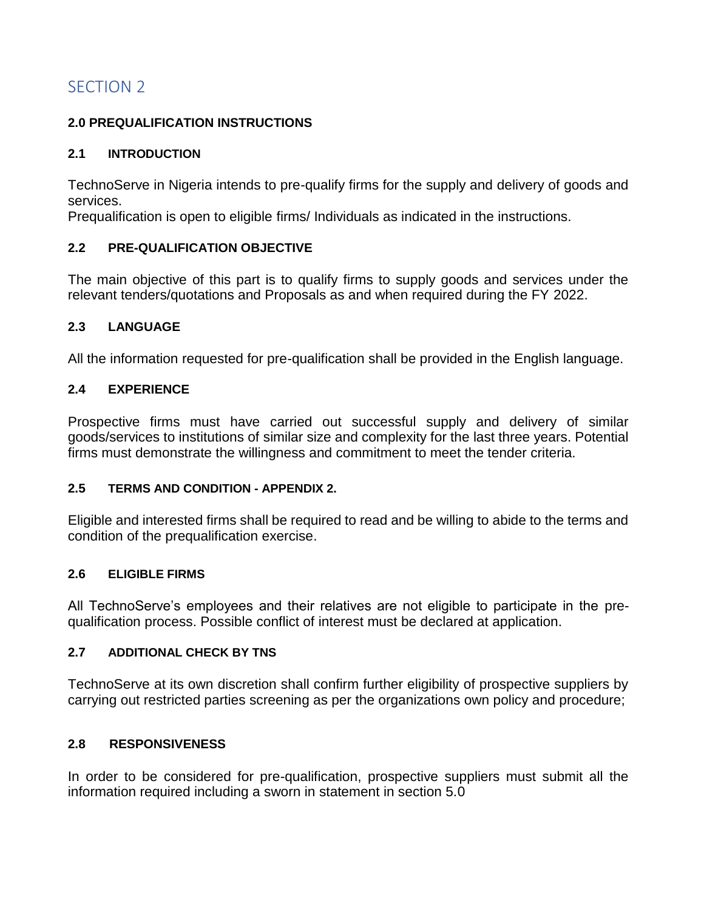# SECTION 2

## 2.0 PREQUALIFICATION INSTRUCTIONS

### 2.1 INTRODUCTION

TechnoServe in Nigeria intends to pre-qualify firms for the supply and delivery of goods and services.
Prequalification is open to eligible firms/ Individuals as indicated in the instructions.

### 2.2 PRE-QUALIFICATION OBJECTIVE

The main objective of this part is to qualify firms to supply goods and services under the relevant tenders/quotations and Proposals as and when required during the FY 2022.

### 2.3 LANGUAGE

All the information requested for pre-qualification shall be provided in the English language.

### 2.4 EXPERIENCE

Prospective firms must have carried out successful supply and delivery of similar goods/services to institutions of similar size and complexity for the last three years. Potential firms must demonstrate the willingness and commitment to meet the tender criteria.

### 2.5 TERMS AND CONDITION - APPENDIX 2.

Eligible and interested firms shall be required to read and be willing to abide to the terms and condition of the prequalification exercise.

### 2.6 ELIGIBLE FIRMS

All TechnoServe's employees and their relatives are not eligible to participate in the pre-qualification process. Possible conflict of interest must be declared at application.

### 2.7 ADDITIONAL CHECK BY TNS

TechnoServe at its own discretion shall confirm further eligibility of prospective suppliers by carrying out restricted parties screening as per the organizations own policy and procedure;

### 2.8 RESPONSIVENESS

In order to be considered for pre-qualification, prospective suppliers must submit all the information required including a sworn in statement in section 5.0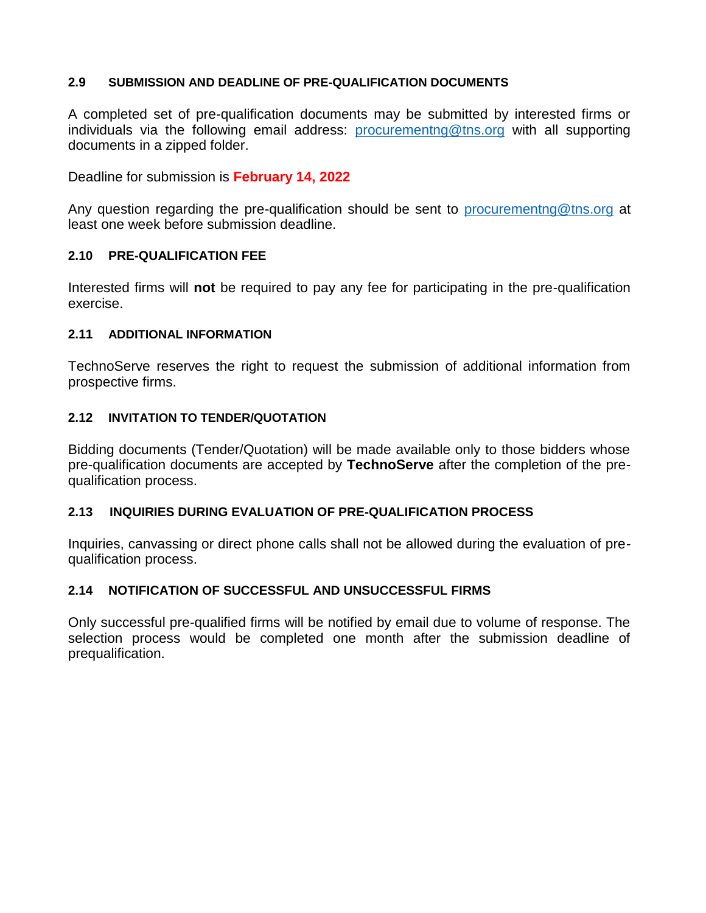### 2.9 SUBMISSION AND DEADLINE OF PRE-QUALIFICATION DOCUMENTS

A completed set of pre-qualification documents may be submitted by interested firms or individuals via the following email address: procurementng@tns.org with all supporting documents in a zipped folder.

Deadline for submission is **February 14, 2022**

Any question regarding the pre-qualification should be sent to procurementng@tns.org at least one week before submission deadline.

### 2.10 PRE-QUALIFICATION FEE

Interested firms will **not** be required to pay any fee for participating in the pre-qualification exercise.

### 2.11 ADDITIONAL INFORMATION

TechnoServe reserves the right to request the submission of additional information from prospective firms.

### 2.12 INVITATION TO TENDER/QUOTATION

Bidding documents (Tender/Quotation) will be made available only to those bidders whose pre-qualification documents are accepted by **TechnoServe** after the completion of the pre-qualification process.

### 2.13 INQUIRIES DURING EVALUATION OF PRE-QUALIFICATION PROCESS

Inquiries, canvassing or direct phone calls shall not be allowed during the evaluation of pre-qualification process.

### 2.14 NOTIFICATION OF SUCCESSFUL AND UNSUCCESSFUL FIRMS

Only successful pre-qualified firms will be notified by email due to volume of response. The selection process would be completed one month after the submission deadline of prequalification.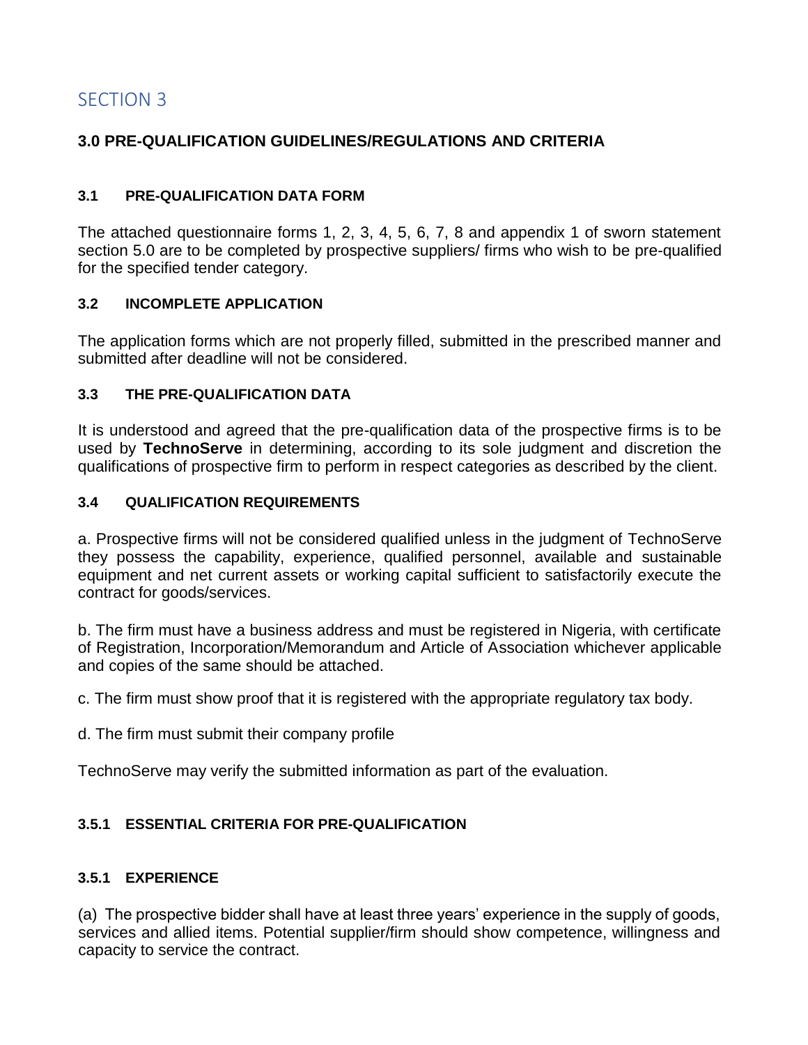## SECTION 3

### 3.0 PRE-QUALIFICATION GUIDELINES/REGULATIONS AND CRITERIA

#### 3.1 PRE-QUALIFICATION DATA FORM

The attached questionnaire forms 1, 2, 3, 4, 5, 6, 7, 8 and appendix 1 of sworn statement section 5.0 are to be completed by prospective suppliers/ firms who wish to be pre-qualified for the specified tender category.

#### 3.2 INCOMPLETE APPLICATION

The application forms which are not properly filled, submitted in the prescribed manner and submitted after deadline will not be considered.

#### 3.3 THE PRE-QUALIFICATION DATA

It is understood and agreed that the pre-qualification data of the prospective firms is to be used by **TechnoServe** in determining, according to its sole judgment and discretion the qualifications of prospective firm to perform in respect categories as described by the client.

#### 3.4 QUALIFICATION REQUIREMENTS

a. Prospective firms will not be considered qualified unless in the judgment of TechnoServe they possess the capability, experience, qualified personnel, available and sustainable equipment and net current assets or working capital sufficient to satisfactorily execute the contract for goods/services.

b. The firm must have a business address and must be registered in Nigeria, with certificate of Registration, Incorporation/Memorandum and Article of Association whichever applicable and copies of the same should be attached.

c. The firm must show proof that it is registered with the appropriate regulatory tax body.

d. The firm must submit their company profile

TechnoServe may verify the submitted information as part of the evaluation.

#### 3.5.1 ESSENTIAL CRITERIA FOR PRE-QUALIFICATION

#### 3.5.1 EXPERIENCE

(a) The prospective bidder shall have at least three years' experience in the supply of goods, services and allied items. Potential supplier/firm should show competence, willingness and capacity to service the contract.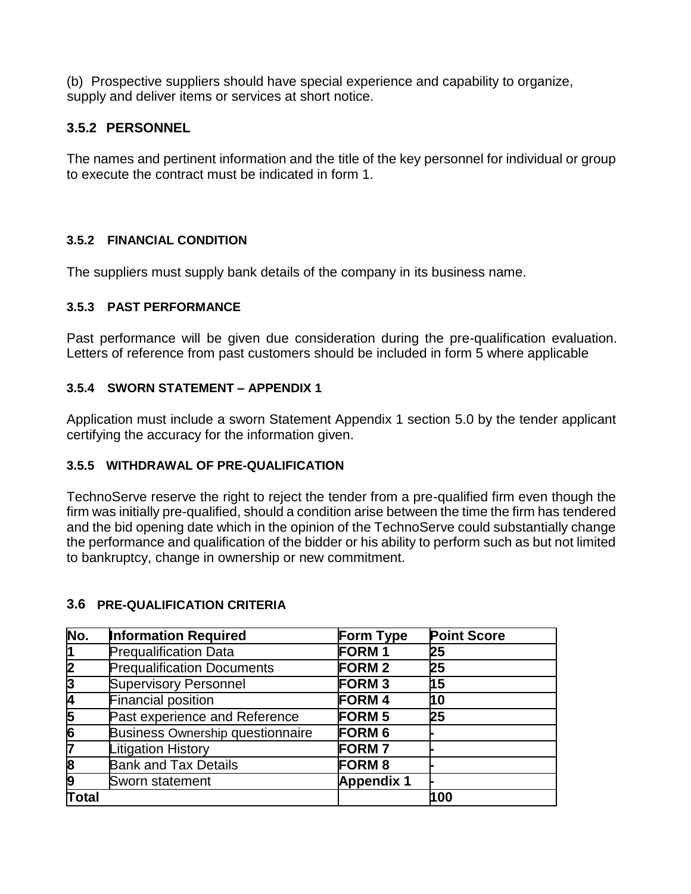(b) Prospective suppliers should have special experience and capability to organize, supply and deliver items or services at short notice.

### 3.5.2 PERSONNEL

The names and pertinent information and the title of the key personnel for individual or group to execute the contract must be indicated in form 1.

#### 3.5.2 FINANCIAL CONDITION

The suppliers must supply bank details of the company in its business name.

#### 3.5.3 PAST PERFORMANCE

Past performance will be given due consideration during the pre-qualification evaluation. Letters of reference from past customers should be included in form 5 where applicable

#### 3.5.4 SWORN STATEMENT – APPENDIX 1

Application must include a sworn Statement Appendix 1 section 5.0 by the tender applicant certifying the accuracy for the information given.

#### 3.5.5 WITHDRAWAL OF PRE-QUALIFICATION

TechnoServe reserve the right to reject the tender from a pre-qualified firm even though the firm was initially pre-qualified, should a condition arise between the time the firm has tendered and the bid opening date which in the opinion of the TechnoServe could substantially change the performance and qualification of the bidder or his ability to perform such as but not limited to bankruptcy, change in ownership or new commitment.

### 3.6 PRE-QUALIFICATION CRITERIA

| No. | Information Required | Form Type | Point Score |
|---|---|---|---|
| 1 | Prequalification Data | FORM 1 | 25 |
| 2 | Prequalification Documents | FORM 2 | 25 |
| 3 | Supervisory Personnel | FORM 3 | 15 |
| 4 | Financial position | FORM 4 | 10 |
| 5 | Past experience and Reference | FORM 5 | 25 |
| 6 | Business Ownership questionnaire | FORM 6 | - |
| 7 | Litigation History | FORM 7 | - |
| 8 | Bank and Tax Details | FORM 8 | - |
| 9 | Sworn statement | Appendix 1 | - |
| **Total** | | | **100** |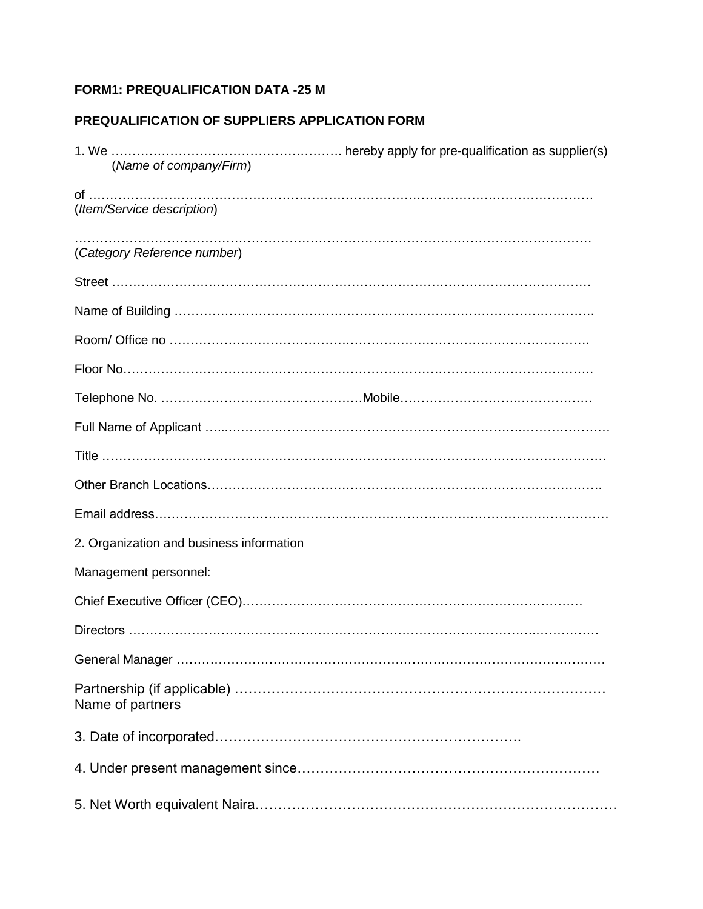**FORM1: PREQUALIFICATION DATA -25 M**

**PREQUALIFICATION OF SUPPLIERS APPLICATION FORM**

1. We ………………………………………………. hereby apply for pre-qualification as supplier(s)
(*Name of company/Firm*)

of ……………………………………………………………………………………………………
(*Item/Service description*)

……………………………………………………………………………………………………
(*Category Reference number*)

Street ……………………………………………………………………………………………

Name of Building ………………………………………………………………………………….

Room/ Office no ………………………………………………………………………………….

Floor No……………………………………………………………………………………………….

Telephone No. …………………………………………Mobile………………………………………

Full Name of Applicant …...……………………………………………………………………………

Title ……………………………………………………………………………………………………

Other Branch Locations……………………………………………………………………………….

Email address……………………………………………………………………………………………

2. Organization and business information

Management personnel:

Chief Executive Officer (CEO)……………………………………………………………………

Directors ……………………………………………………………………………………………

General Manager ……………………………………………………………………………………

Partnership (if applicable) ……………………………………………………………………
Name of partners

3. Date of incorporated…………………………………………………………

4. Under present management since…………………………………………………………

5. Net Worth equivalent Naira…………………………………………………………………….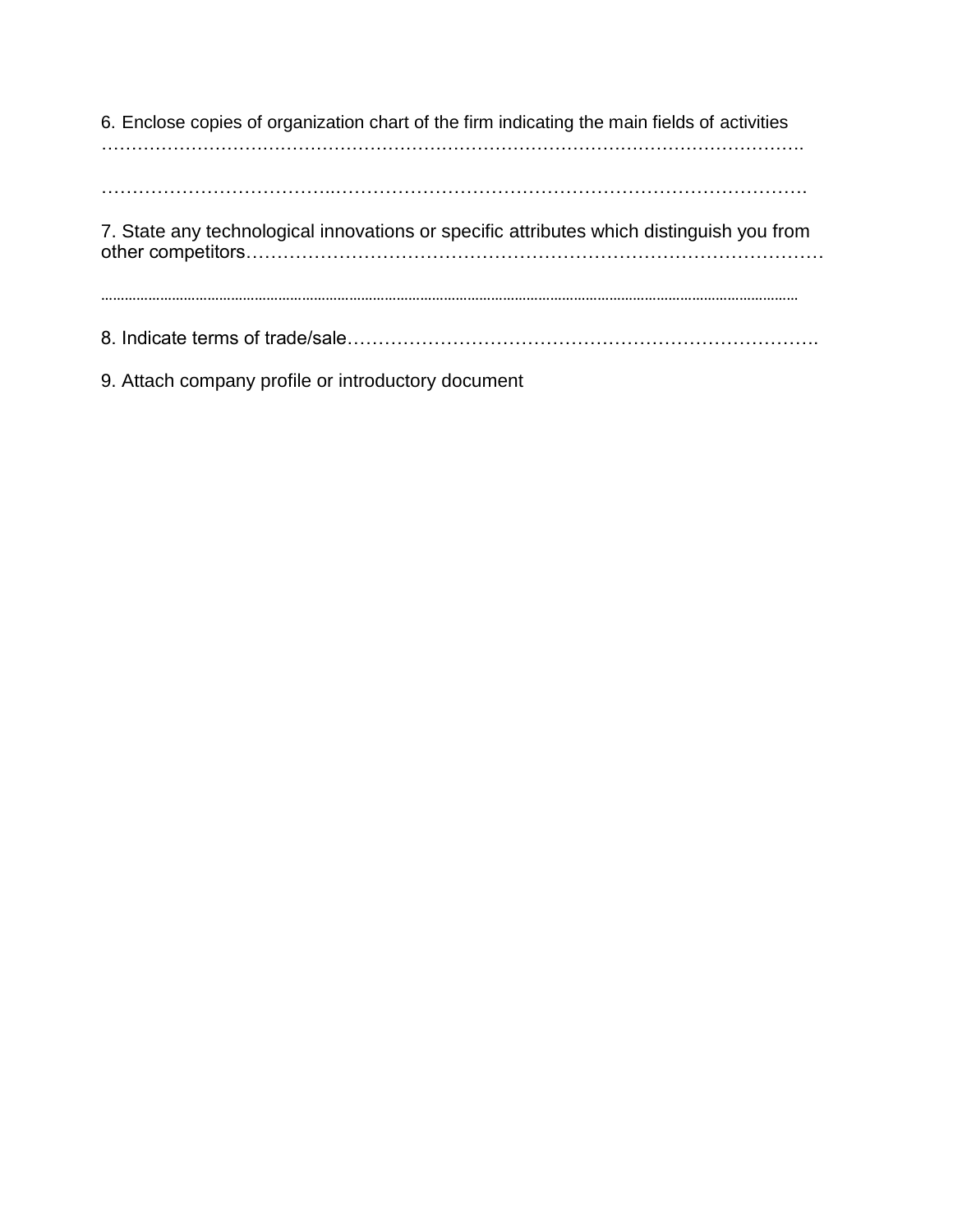6. Enclose copies of organization chart of the firm indicating the main fields of activities …………………………………………………………………………………………………….

……………………………...………………………………………………………………………

7. State any technological innovations or specific attributes which distinguish you from other competitors………………………………………………………………………………

……………………………………………………………………………………………………………………………………………………………

8. Indicate terms of trade/sale………………………………………………………………….

9. Attach company profile or introductory document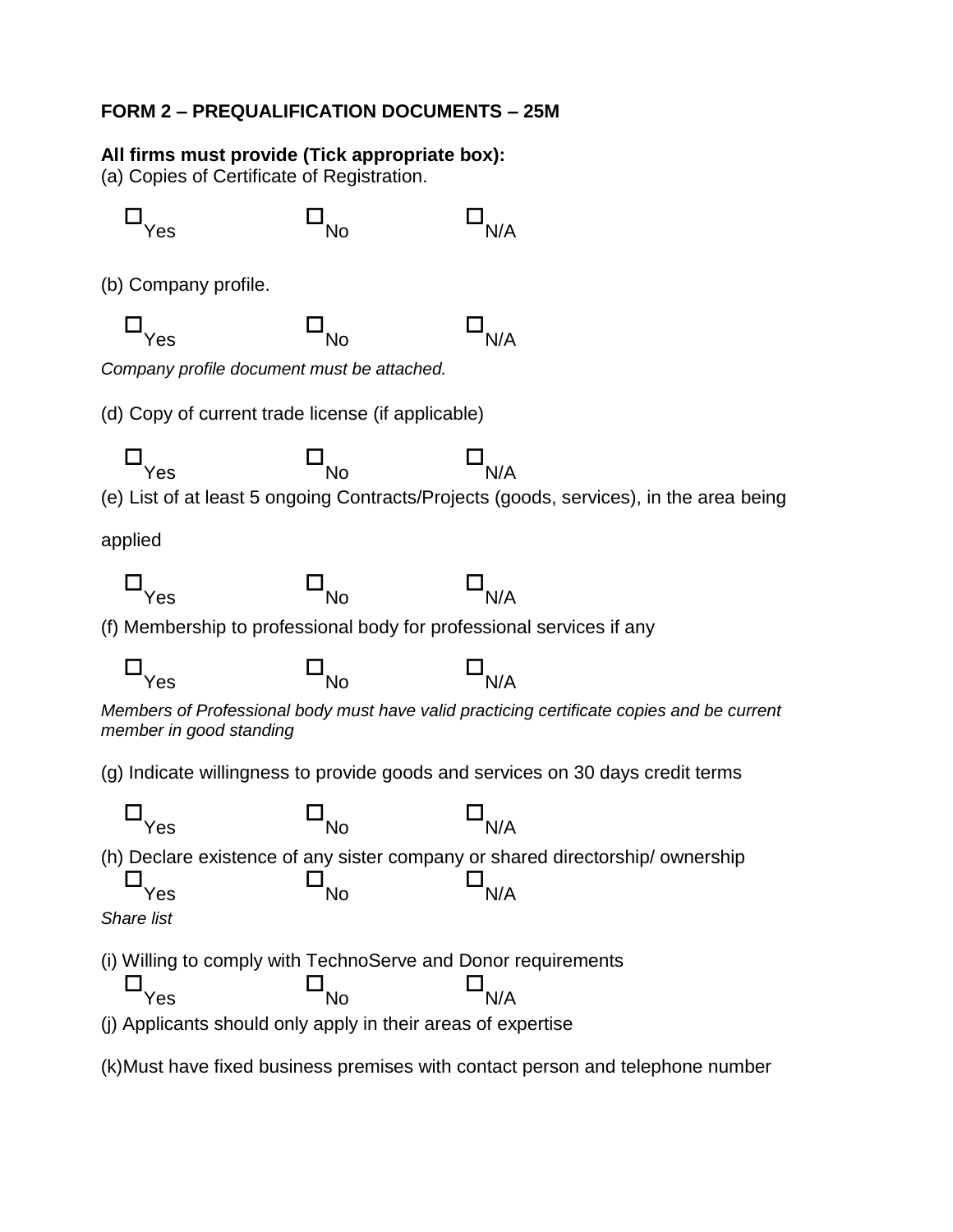**FORM 2 – PREQUALIFICATION DOCUMENTS – 25M**

**All firms must provide (Tick appropriate box):**
(a) Copies of Certificate of Registration.

☐ Yes ☐ No ☐ N/A

(b) Company profile.

☐ Yes ☐ No ☐ N/A

*Company profile document must be attached.*

(d) Copy of current trade license (if applicable)

☐ Yes ☐ No ☐ N/A

(e) List of at least 5 ongoing Contracts/Projects (goods, services), in the area being applied

☐ Yes ☐ No ☐ N/A

(f) Membership to professional body for professional services if any

☐ Yes ☐ No ☐ N/A

*Members of Professional body must have valid practicing certificate copies and be current member in good standing*

(g) Indicate willingness to provide goods and services on 30 days credit terms

☐ Yes ☐ No ☐ N/A

(h) Declare existence of any sister company or shared directorship/ ownership

☐ Yes ☐ No ☐ N/A

*Share list*

(i) Willing to comply with TechnoServe and Donor requirements

☐ Yes ☐ No ☐ N/A

(j) Applicants should only apply in their areas of expertise

(k)Must have fixed business premises with contact person and telephone number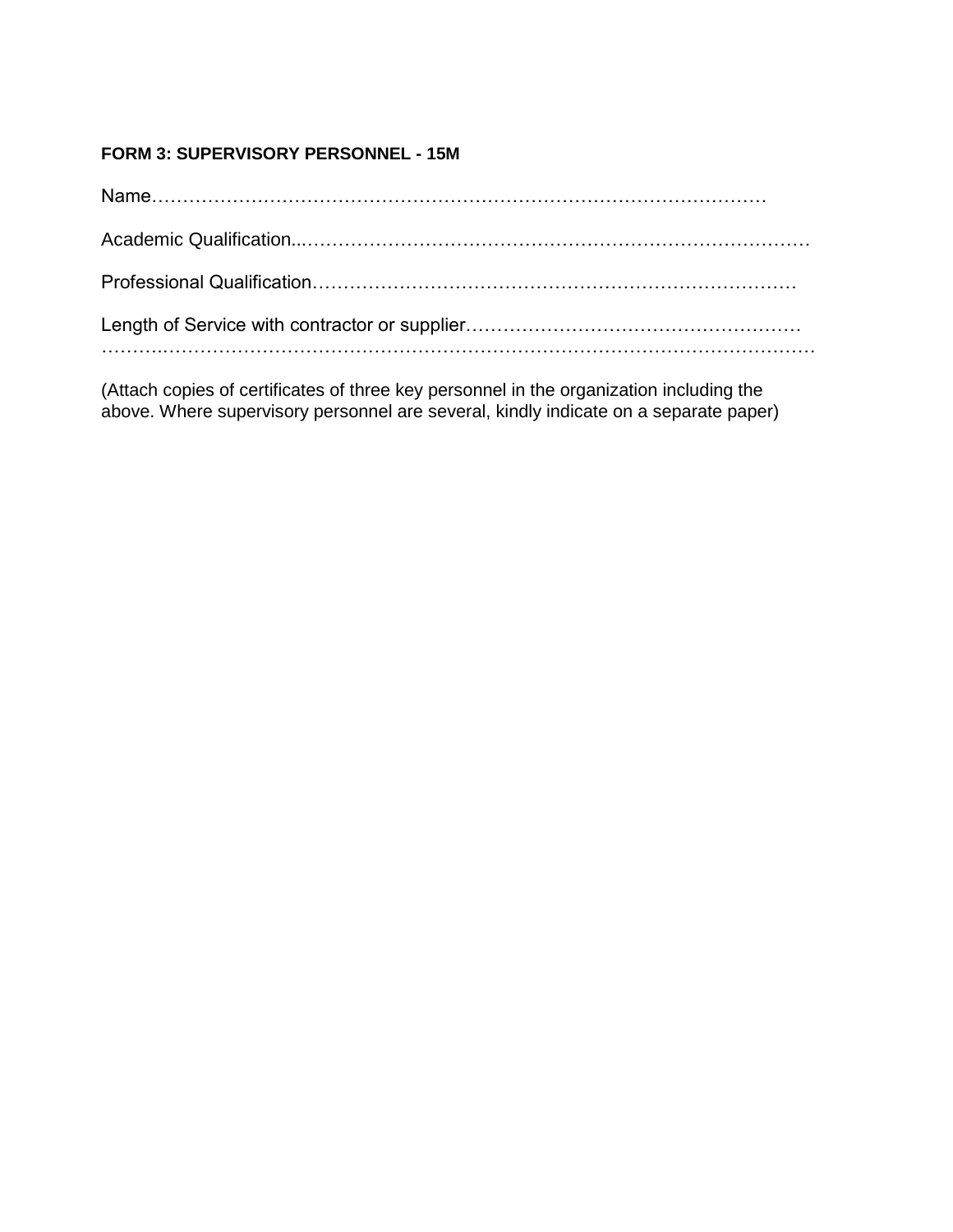**FORM 3: SUPERVISORY PERSONNEL - 15M**

Name………………………………………………………………………………………

Academic Qualification..…………………………………………………………………………

Professional Qualification……………………………………………………………………

Length of Service with contractor or supplier………………………………………………
………..………………………………………………………………………………………………

(Attach copies of certificates of three key personnel in the organization including the above. Where supervisory personnel are several, kindly indicate on a separate paper)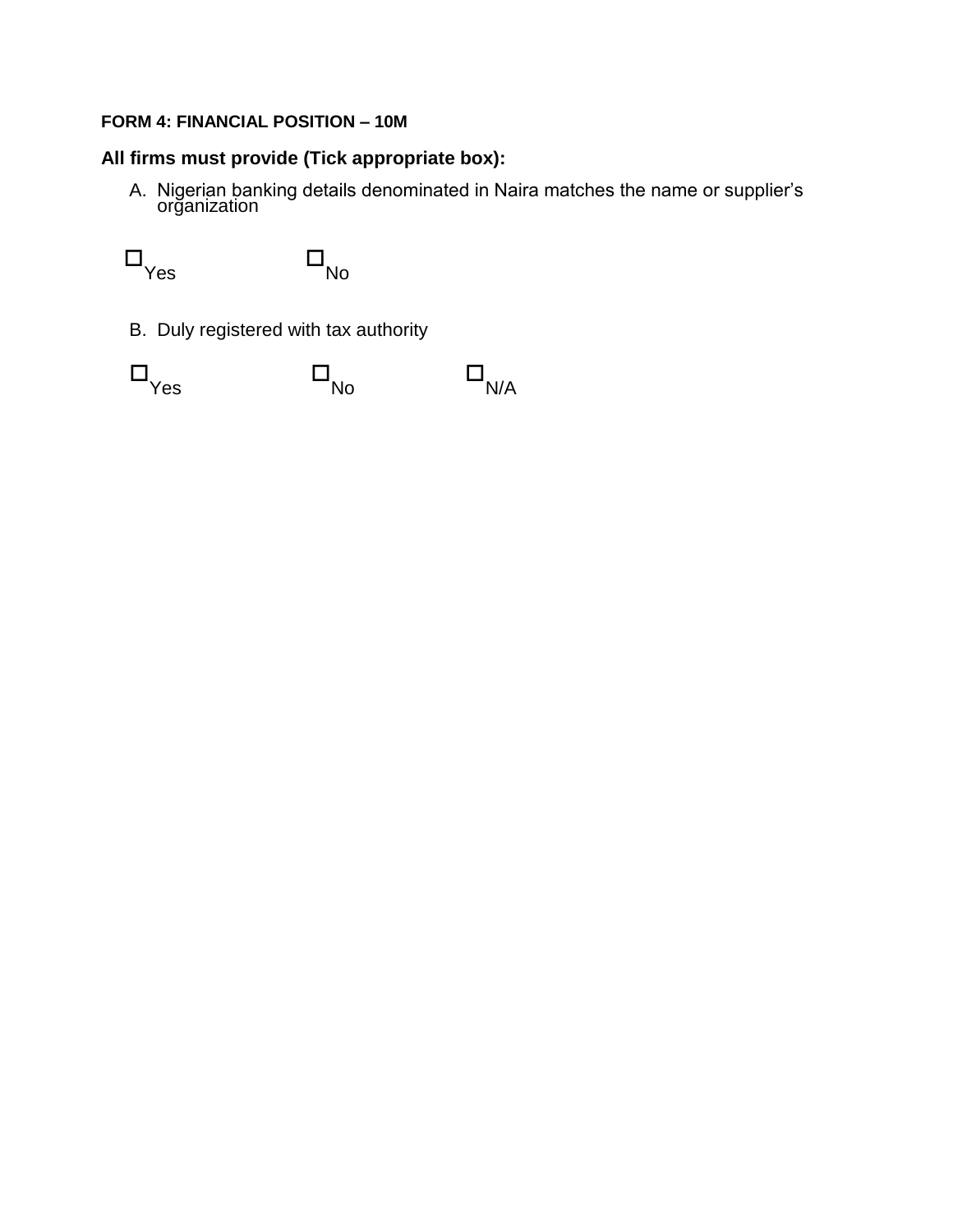**FORM 4: FINANCIAL POSITION – 10M**

**All firms must provide (Tick appropriate box):**

A. Nigerian banking details denominated in Naira matches the name or supplier's organization

☐ Yes ☐ No

B. Duly registered with tax authority

☐ Yes ☐ No ☐ N/A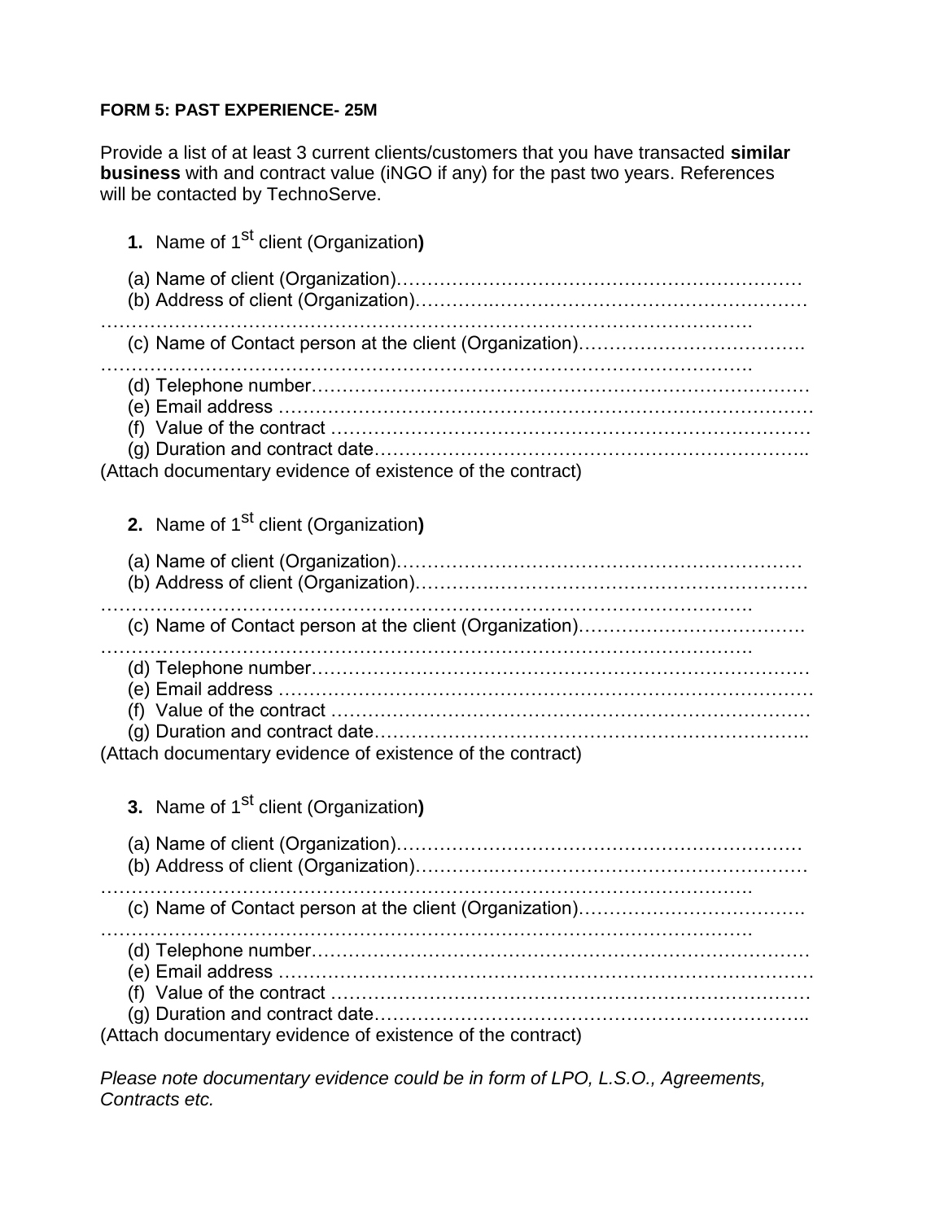**FORM 5: PAST EXPERIENCE- 25M**

Provide a list of at least 3 current clients/customers that you have transacted **similar business** with and contract value (iNGO if any) for the past two years. References will be contacted by TechnoServe.

1. Name of 1st client (Organization**)**

   (a) Name of client (Organization)…………………………………………………………
   (b) Address of client (Organization)……………………………………………………
   ………………………………………………………………………………………….
   (c) Name of Contact person at the client (Organization)……………………………….
   ………………………………………………………………………………………….
   (d) Telephone number…………………………………………………………………
   (e) Email address ………………………………………………………………………
   (f) Value of the contract ………………………………………………………………
   (g) Duration and contract date…………………………………………………………..

(Attach documentary evidence of existence of the contract)

2. Name of 1st client (Organization**)**

   (a) Name of client (Organization)…………………………………………………………
   (b) Address of client (Organization)……………………………………………………
   ………………………………………………………………………………………….
   (c) Name of Contact person at the client (Organization)……………………………….
   ………………………………………………………………………………………….
   (d) Telephone number…………………………………………………………………
   (e) Email address ………………………………………………………………………
   (f) Value of the contract ………………………………………………………………
   (g) Duration and contract date…………………………………………………………..

(Attach documentary evidence of existence of the contract)

3. Name of 1st client (Organization**)**

   (a) Name of client (Organization)…………………………………………………………
   (b) Address of client (Organization)……………………………………………………
   ………………………………………………………………………………………….
   (c) Name of Contact person at the client (Organization)……………………………….
   ………………………………………………………………………………………….
   (d) Telephone number…………………………………………………………………
   (e) Email address ………………………………………………………………………
   (f) Value of the contract ………………………………………………………………
   (g) Duration and contract date…………………………………………………………..

(Attach documentary evidence of existence of the contract)

*Please note documentary evidence could be in form of LPO, L.S.O., Agreements, Contracts etc.*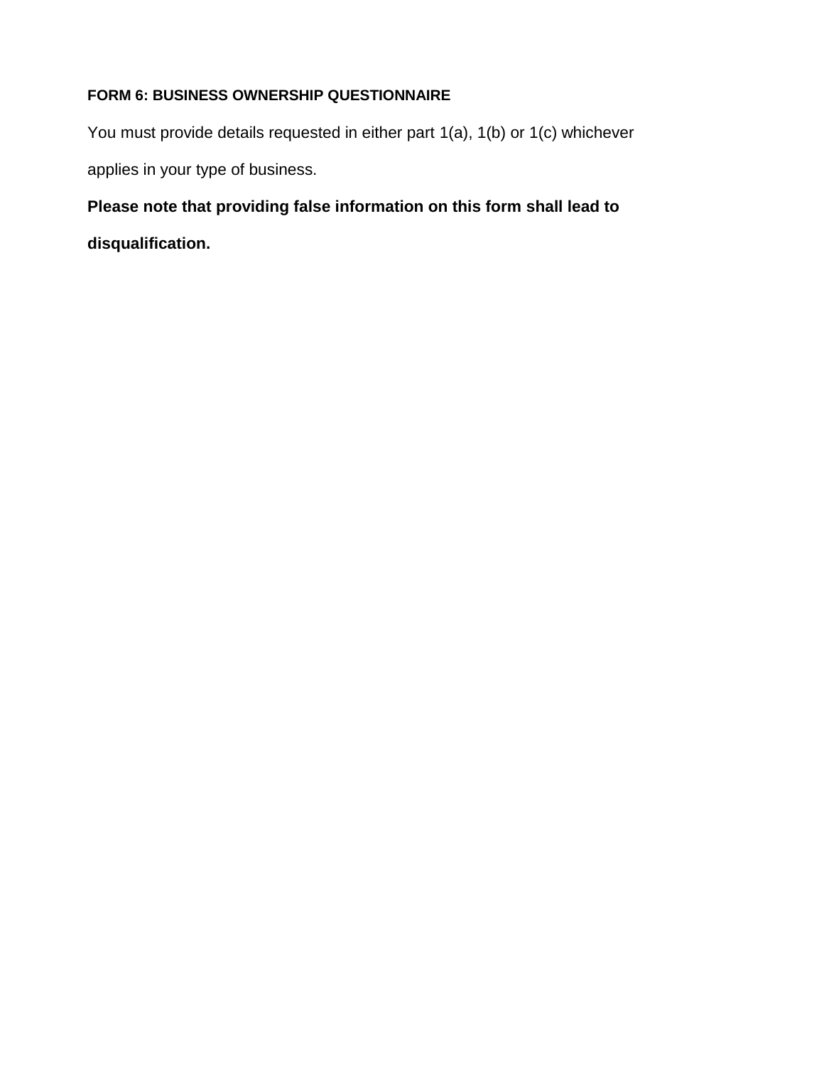**FORM 6: BUSINESS OWNERSHIP QUESTIONNAIRE**

You must provide details requested in either part 1(a), 1(b) or 1(c) whichever applies in your type of business.

**Please note that providing false information on this form shall lead to disqualification.**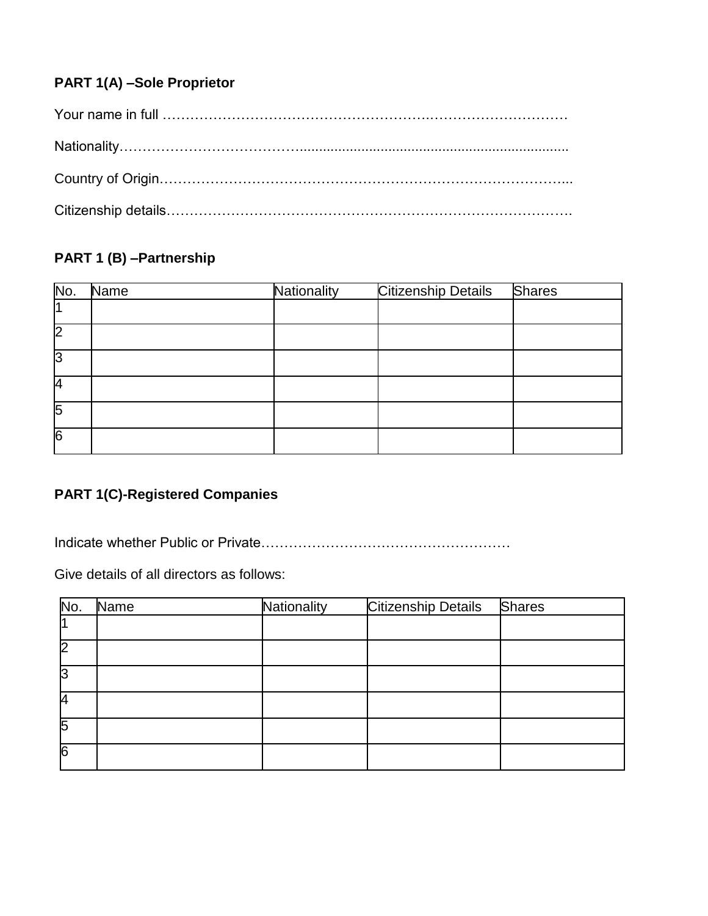**PART 1(A) –Sole Proprietor**

Your name in full ……………………………………………….………………………

Nationality………………………………......................................................................

Country of Origin…………………………………………………………………………...

Citizenship details………………………………………………………………………….

**PART 1 (B) –Partnership**

| No. | Name | Nationality | Citizenship Details | Shares |
|---|---|---|---|---|
| 1 | | | | |
| 2 | | | | |
| 3 | | | | |
| 4 | | | | |
| 5 | | | | |
| 6 | | | | |

**PART 1(C)-Registered Companies**

Indicate whether Public or Private………………………………………………

Give details of all directors as follows:

| No. | Name | Nationality | Citizenship Details | Shares |
|---|---|---|---|---|
| 1 | | | | |
| 2 | | | | |
| 3 | | | | |
| 4 | | | | |
| 5 | | | | |
| 6 | | | | |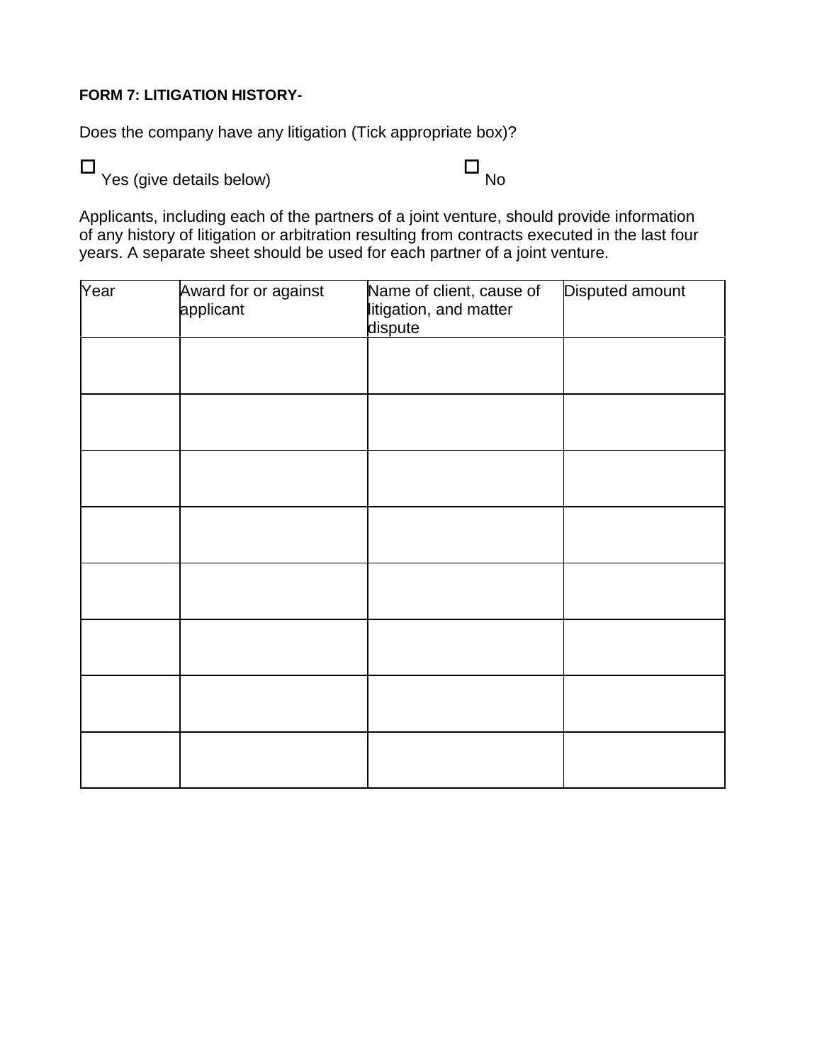**FORM 7: LITIGATION HISTORY-**

Does the company have any litigation (Tick appropriate box)?

☐ Yes (give details below) ☐ No

Applicants, including each of the partners of a joint venture, should provide information of any history of litigation or arbitration resulting from contracts executed in the last four years. A separate sheet should be used for each partner of a joint venture.

| Year | Award for or against applicant | Name of client, cause of litigation, and matter dispute | Disputed amount |
|---|---|---|---|
| | | | |
| | | | |
| | | | |
| | | | |
| | | | |
| | | | |
| | | | |
| | | | |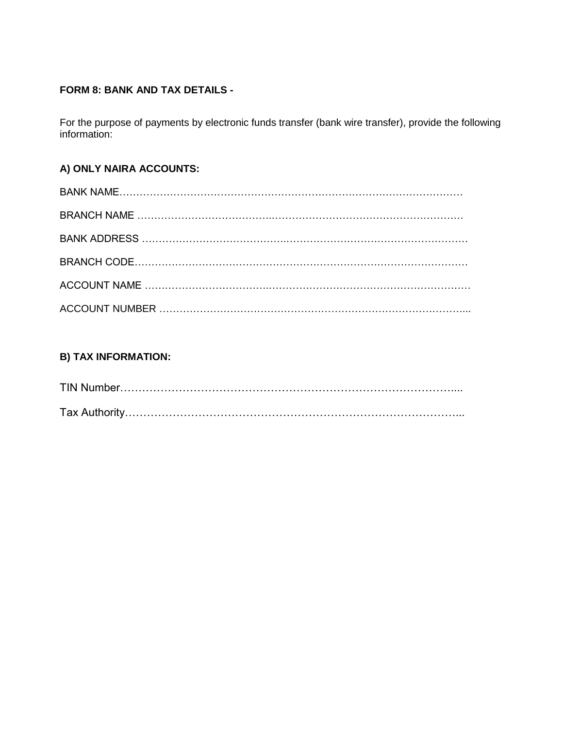**FORM 8: BANK AND TAX DETAILS -**

For the purpose of payments by electronic funds transfer (bank wire transfer), provide the following information:

**A) ONLY NAIRA ACCOUNTS:**

BANK NAME…………………………………………………………………………………………

BRANCH NAME ……………………………………………………………………………………

BANK ADDRESS ……………………………………………………………………………………

BRANCH CODE………………………………………………………………………………………

ACCOUNT NAME ……………………………………………………………………………………

ACCOUNT NUMBER ………………………………………………………………………………...

**B) TAX INFORMATION:**

TIN Number………………………………………………………………………………....

Tax Authority……………………………………………………………………………...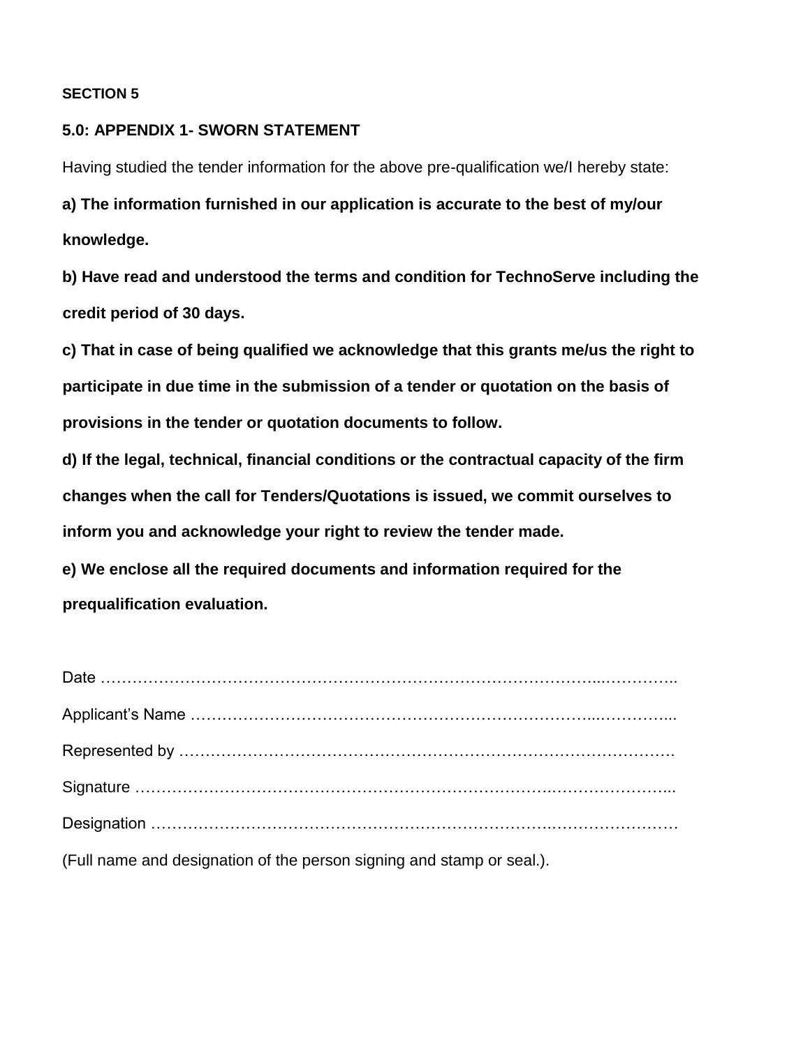**SECTION 5**

## 5.0: APPENDIX 1- SWORN STATEMENT

Having studied the tender information for the above pre-qualification we/I hereby state:

**a) The information furnished in our application is accurate to the best of my/our knowledge.**

**b) Have read and understood the terms and condition for TechnoServe including the credit period of 30 days.**

**c) That in case of being qualified we acknowledge that this grants me/us the right to participate in due time in the submission of a tender or quotation on the basis of provisions in the tender or quotation documents to follow.**

**d) If the legal, technical, financial conditions or the contractual capacity of the firm changes when the call for Tenders/Quotations is issued, we commit ourselves to inform you and acknowledge your right to review the tender made.**

**e) We enclose all the required documents and information required for the prequalification evaluation.**

Date ………………………………………………………………………………...…………..

Applicant's Name ………………………………………………………………...…………...

Represented by ……………………………………………………………………………….

Signature ……………………………………………………………….…………………...

Designation ……………………………………………………………….……………………

(Full name and designation of the person signing and stamp or seal.).